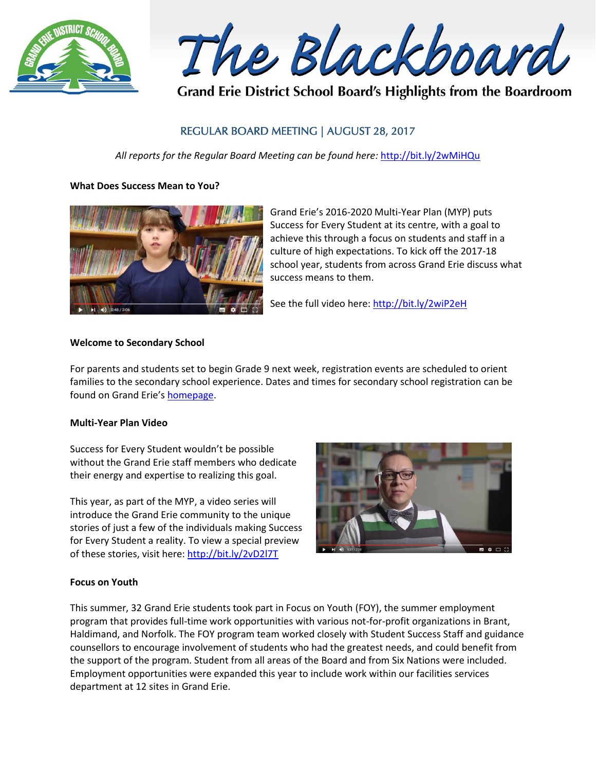# The Blackboard

**Grand Erie District School Board's Highlights from the Boardroom**

## REGULAR BOARD MEETING | AUGUST 28, 2017

*All reports for the Regular Board Meeting can be found here:* http://bit.ly/2wMiHQu

### What Does Success Mean to You?

Grand Erie's 2016-2020 Multi-Year Plan (MYP) puts Success for Every Student at its centre, with a goal to achieve this through a focus on students and staff in a culture of high expectations. To kick off the 2017-18 school year, students from across Grand Erie discuss what success means to them.

See the full video here: http://bit.ly/2wiP2eH

### Welcome to Secondary School

For parents and students set to begin Grade 9 next week, registration events are scheduled to orient families to the secondary school experience. Dates and times for secondary school registration can be found on Grand Erie's homepage.

### Multi-Year Plan Video

Success for Every Student wouldn't be possible without the Grand Erie staff members who dedicate their energy and expertise to realizing this goal.

This year, as part of the MYP, a video series will introduce the Grand Erie community to the unique stories of just a few of the individuals making Success for Every Student a reality. To view a special preview of these stories, visit here: http://bit.ly/2vD2l7T

### Focus on Youth

This summer, 32 Grand Erie students took part in Focus on Youth (FOY), the summer employment program that provides full-time work opportunities with various not-for-profit organizations in Brant, Haldimand, and Norfolk. The FOY program team worked closely with Student Success Staff and guidance counsellors to encourage involvement of students who had the greatest needs, and could benefit from the support of the program. Student from all areas of the Board and from Six Nations were included. Employment opportunities were expanded this year to include work within our facilities services department at 12 sites in Grand Erie.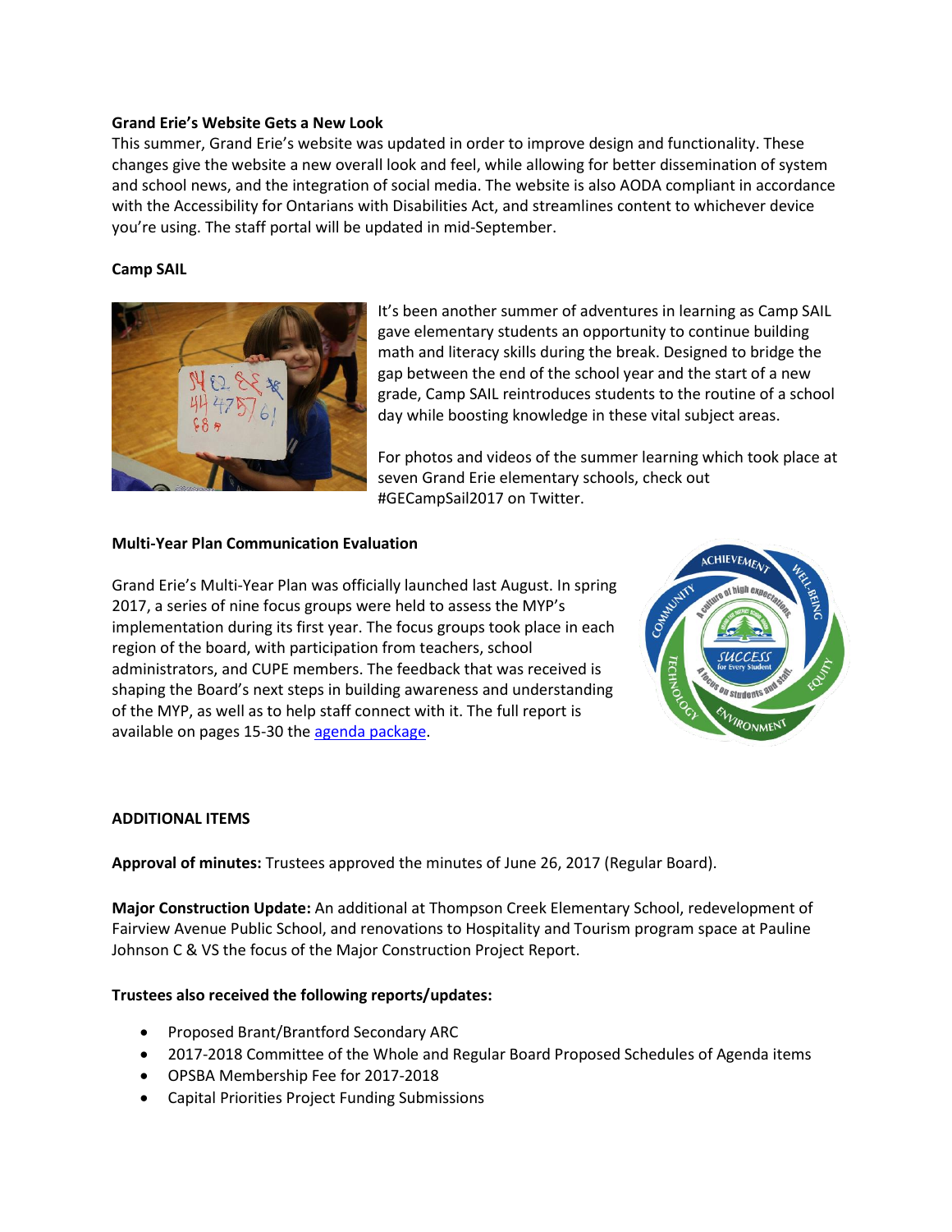**Grand Erie's Website Gets a New Look**

This summer, Grand Erie's website was updated in order to improve design and functionality. These changes give the website a new overall look and feel, while allowing for better dissemination of system and school news, and the integration of social media. The website is also AODA compliant in accordance with the Accessibility for Ontarians with Disabilities Act, and streamlines content to whichever device you're using. The staff portal will be updated in mid-September.

**Camp SAIL**

It's been another summer of adventures in learning as Camp SAIL gave elementary students an opportunity to continue building math and literacy skills during the break. Designed to bridge the gap between the end of the school year and the start of a new grade, Camp SAIL reintroduces students to the routine of a school day while boosting knowledge in these vital subject areas.

For photos and videos of the summer learning which took place at seven Grand Erie elementary schools, check out #GECampSail2017 on Twitter.

**Multi-Year Plan Communication Evaluation**

Grand Erie's Multi-Year Plan was officially launched last August. In spring 2017, a series of nine focus groups were held to assess the MYP's implementation during its first year. The focus groups took place in each region of the board, with participation from teachers, school administrators, and CUPE members. The feedback that was received is shaping the Board's next steps in building awareness and understanding of the MYP, as well as to help staff connect with it. The full report is available on pages 15-30 the agenda package.

**ADDITIONAL ITEMS**

**Approval of minutes:** Trustees approved the minutes of June 26, 2017 (Regular Board).

**Major Construction Update:** An additional at Thompson Creek Elementary School, redevelopment of Fairview Avenue Public School, and renovations to Hospitality and Tourism program space at Pauline Johnson C & VS the focus of the Major Construction Project Report.

**Trustees also received the following reports/updates:**

- Proposed Brant/Brantford Secondary ARC
- 2017-2018 Committee of the Whole and Regular Board Proposed Schedules of Agenda items
- OPSBA Membership Fee for 2017-2018
- Capital Priorities Project Funding Submissions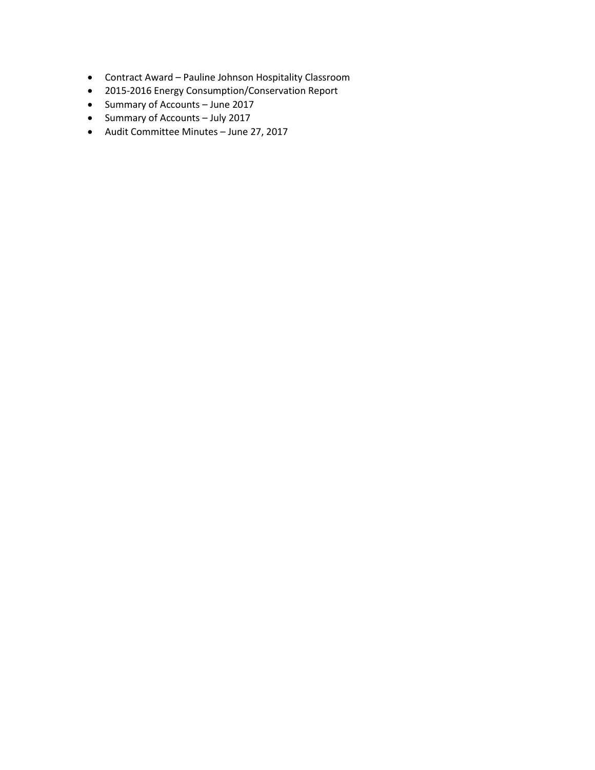- Contract Award – Pauline Johnson Hospitality Classroom
- 2015-2016 Energy Consumption/Conservation Report
- Summary of Accounts – June 2017
- Summary of Accounts – July 2017
- Audit Committee Minutes – June 27, 2017